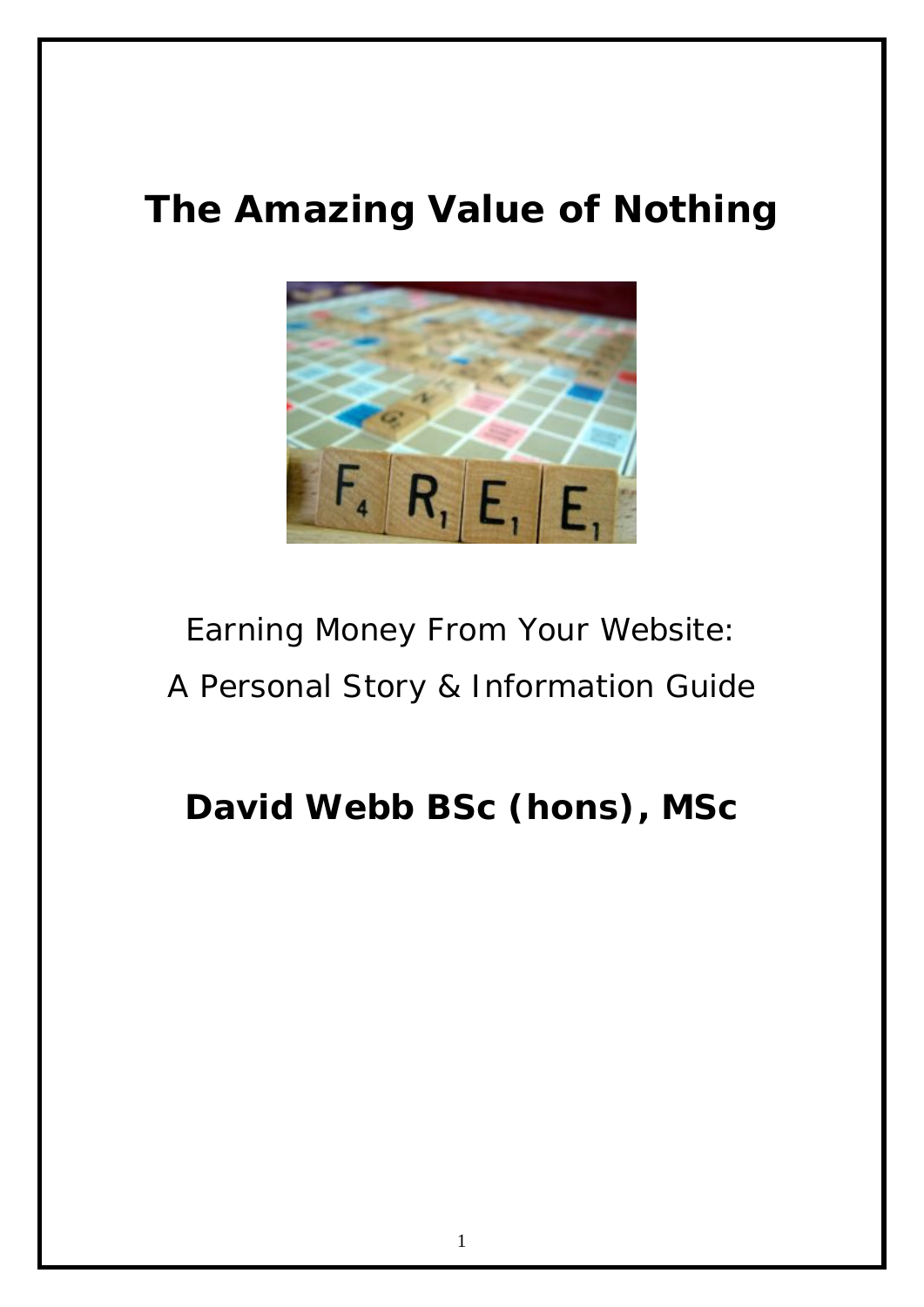# The Amazing Value of Nothing

Earning Money From Your Website:

A Personal Story & Information Guide

**David Webb BSc (hons), MSc**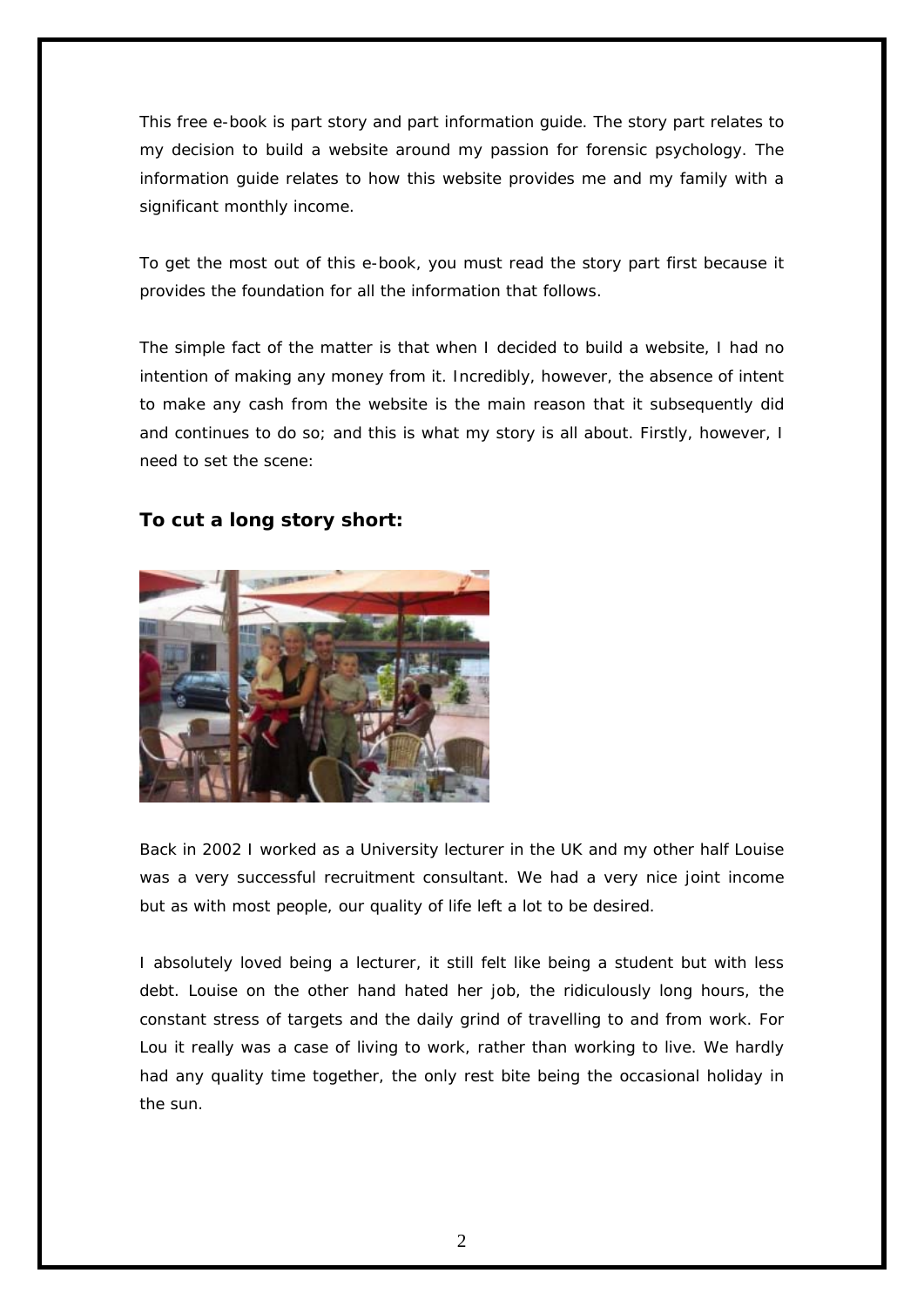This free e-book is part story and part information guide. The story part relates to my decision to build a website around my passion for forensic psychology. The information guide relates to how this website provides me and my family with a significant monthly income.

To get the most out of this e-book, you must read the story part first because it provides the foundation for all the information that follows.

The simple fact of the matter is that when I decided to build a website, I had no intention of making any money from it. Incredibly, however, the absence of intent to make any cash from the website is the main reason that it subsequently did and continues to do so; and this is what my story is all about. Firstly, however, I need to set the scene:

### To cut a long story short:

Back in 2002 I worked as a University lecturer in the UK and my other half Louise was a very successful recruitment consultant. We had a very nice joint income but as with most people, our quality of life left a lot to be desired.

I absolutely loved being a lecturer, it still felt like being a student but with less debt. Louise on the other hand hated her job, the ridiculously long hours, the constant stress of targets and the daily grind of travelling to and from work. For Lou it really was a case of living to work, rather than working to live. We hardly had any quality time together, the only rest bite being the occasional holiday in the sun.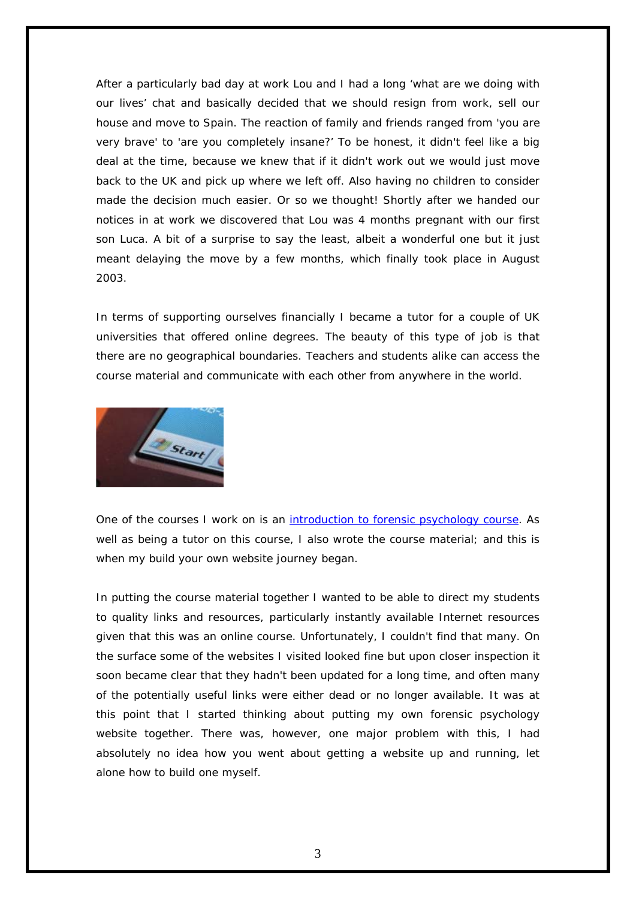After a particularly bad day at work Lou and I had a long 'what are we doing with our lives' chat and basically decided that we should resign from work, sell our house and move to Spain. The reaction of family and friends ranged from 'you are very brave' to 'are you completely insane?' To be honest, it didn't feel like a big deal at the time, because we knew that if it didn't work out we would just move back to the UK and pick up where we left off. Also having no children to consider made the decision much easier. Or so we thought! Shortly after we handed our notices in at work we discovered that Lou was 4 months pregnant with our first son Luca. A bit of a surprise to say the least, albeit a wonderful one but it just meant delaying the move by a few months, which finally took place in August 2003.

In terms of supporting ourselves financially I became a tutor for a couple of UK universities that offered online degrees. The beauty of this type of job is that there are no geographical boundaries. Teachers and students alike can access the course material and communicate with each other from anywhere in the world.

One of the courses I work on is an [introduction to forensic psychology course](). As well as being a tutor on this course, I also wrote the course material; and this is when my build your own website journey began.

In putting the course material together I wanted to be able to direct my students to quality links and resources, particularly instantly available Internet resources given that this was an online course. Unfortunately, I couldn't find that many. On the surface some of the websites I visited looked fine but upon closer inspection it soon became clear that they hadn't been updated for a long time, and often many of the potentially useful links were either dead or no longer available. It was at this point that I started thinking about putting my own forensic psychology website together. There was, however, one major problem with this, I had absolutely no idea how you went about getting a website up and running, let alone how to build one myself.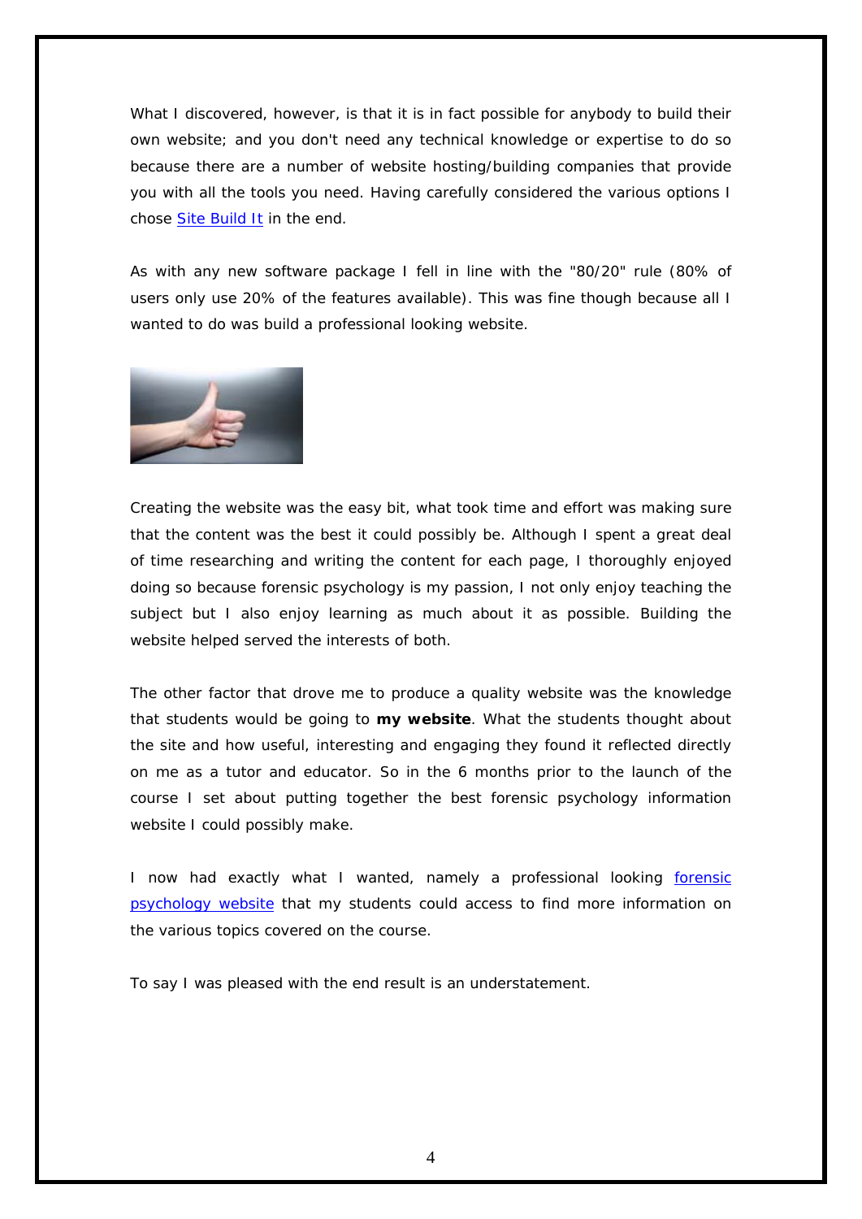What I discovered, however, is that it is in fact possible for anybody to build their own website; and you don't need any technical knowledge or expertise to do so because there are a number of website hosting/building companies that provide you with all the tools you need. Having carefully considered the various options I chose Site Build It in the end.

As with any new software package I fell in line with the "80/20" rule (80% of users only use 20% of the features available). This was fine though because all I wanted to do was build a professional looking website.

Creating the website was the easy bit, what took time and effort was making sure that the content was the best it could possibly be. Although I spent a great deal of time researching and writing the content for each page, I thoroughly enjoyed doing so because forensic psychology is my passion, I not only enjoy teaching the subject but I also enjoy learning as much about it as possible. Building the website helped served the interests of both.

The other factor that drove me to produce a quality website was the knowledge that students would be going to **my website**. What the students thought about the site and how useful, interesting and engaging they found it reflected directly on me as a tutor and educator. So in the 6 months prior to the launch of the course I set about putting together the best forensic psychology information website I could possibly make.

I now had exactly what I wanted, namely a professional looking forensic psychology website that my students could access to find more information on the various topics covered on the course.

To say I was pleased with the end result is an understatement.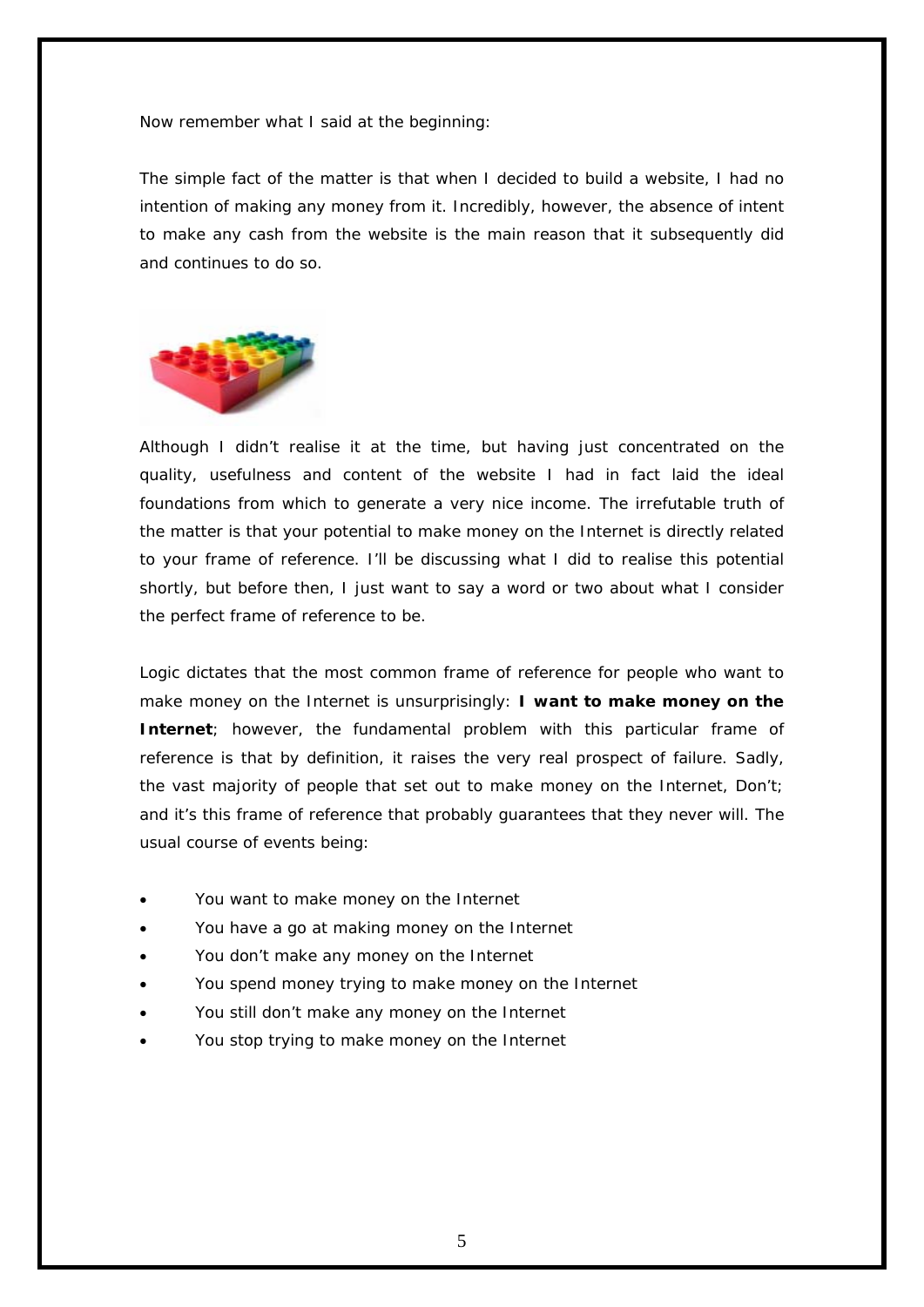Now remember what I said at the beginning:

The simple fact of the matter is that when I decided to build a website, I had no intention of making any money from it. Incredibly, however, the absence of intent to make any cash from the website is the main reason that it subsequently did and continues to do so.

Although I didn't realise it at the time, but having just concentrated on the quality, usefulness and content of the website I had in fact laid the ideal foundations from which to generate a very nice income. The irrefutable truth of the matter is that your potential to make money on the Internet is directly related to your frame of reference. I'll be discussing what I did to realise this potential shortly, but before then, I just want to say a word or two about what I consider the perfect frame of reference to be.

Logic dictates that the most common frame of reference for people who want to make money on the Internet is unsurprisingly: **I want to make money on the Internet**; however, the fundamental problem with this particular frame of reference is that by definition, it raises the very real prospect of failure. Sadly, the vast majority of people that set out to make money on the Internet, Don't; and it's this frame of reference that probably guarantees that they never will. The usual course of events being:

- You want to make money on the Internet
- You have a go at making money on the Internet
- You don't make any money on the Internet
- You spend money trying to make money on the Internet
- You still don't make any money on the Internet
- You stop trying to make money on the Internet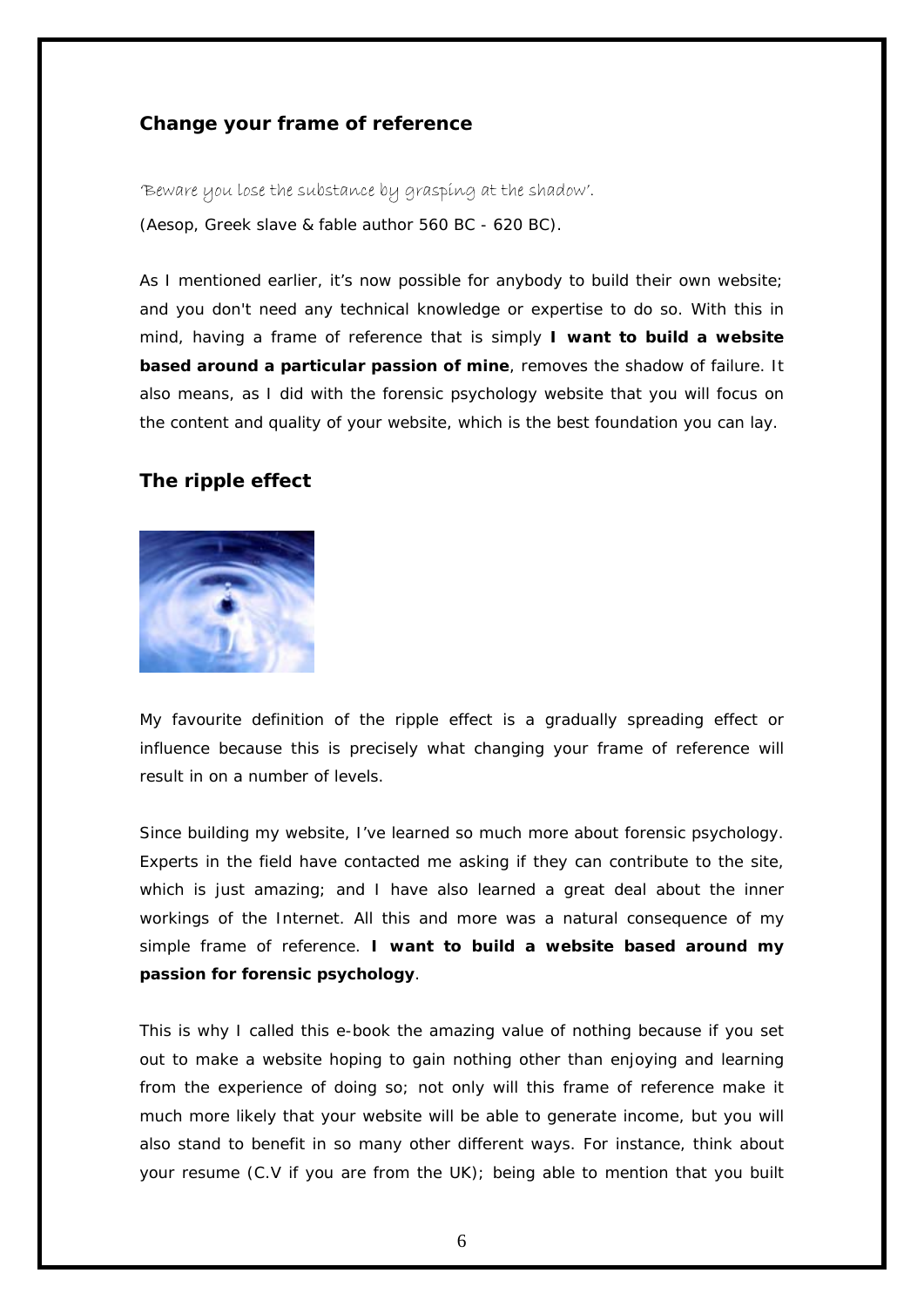## Change your frame of reference

*'Beware you lose the substance by grasping at the shadow'.*

(Aesop, Greek slave & fable author 560 BC - 620 BC).

As I mentioned earlier, it's now possible for anybody to build their own website; and you don't need any technical knowledge or expertise to do so. With this in mind, having a frame of reference that is simply **I want to build a website based around a particular passion of mine**, removes the shadow of failure. It also means, as I did with the forensic psychology website that you will focus on the content and quality of your website, which is the best foundation you can lay.

## The ripple effect

My favourite definition of the ripple effect is a gradually spreading effect or influence because this is precisely what changing your frame of reference will result in on a number of levels.

Since building my website, I've learned so much more about forensic psychology. Experts in the field have contacted me asking if they can contribute to the site, which is just amazing; and I have also learned a great deal about the inner workings of the Internet. All this and more was a natural consequence of my simple frame of reference. **I want to build a website based around my passion for forensic psychology**.

This is why I called this e-book the amazing value of nothing because if you set out to make a website hoping to gain nothing other than enjoying and learning from the experience of doing so; not only will this frame of reference make it much more likely that your website will be able to generate income, but you will also stand to benefit in so many other different ways. For instance, think about your resume (C.V if you are from the UK); being able to mention that you built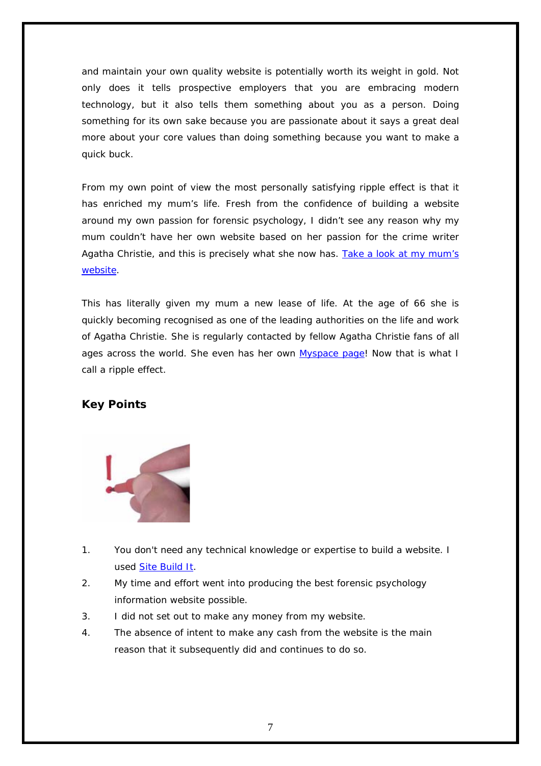and maintain your own quality website is potentially worth its weight in gold. Not only does it tells prospective employers that you are embracing modern technology, but it also tells them something about you as a person. Doing something for its own sake because you are passionate about it says a great deal more about your core values than doing something because you want to make a quick buck.

From my own point of view the most personally satisfying ripple effect is that it has enriched my mum's life. Fresh from the confidence of building a website around my own passion for forensic psychology, I didn't see any reason why my mum couldn't have her own website based on her passion for the crime writer Agatha Christie, and this is precisely what she now has. Take a look at my mum's website.

This has literally given my mum a new lease of life. At the age of 66 she is quickly becoming recognised as one of the leading authorities on the life and work of Agatha Christie. She is regularly contacted by fellow Agatha Christie fans of all ages across the world. She even has her own Myspace page! Now that is what I call a ripple effect.

## Key Points

1. You don't need any technical knowledge or expertise to build a website. I used Site Build It.
2. My time and effort went into producing the best forensic psychology information website possible.
3. I did not set out to make any money from my website.
4. The absence of intent to make any cash from the website is the main reason that it subsequently did and continues to do so.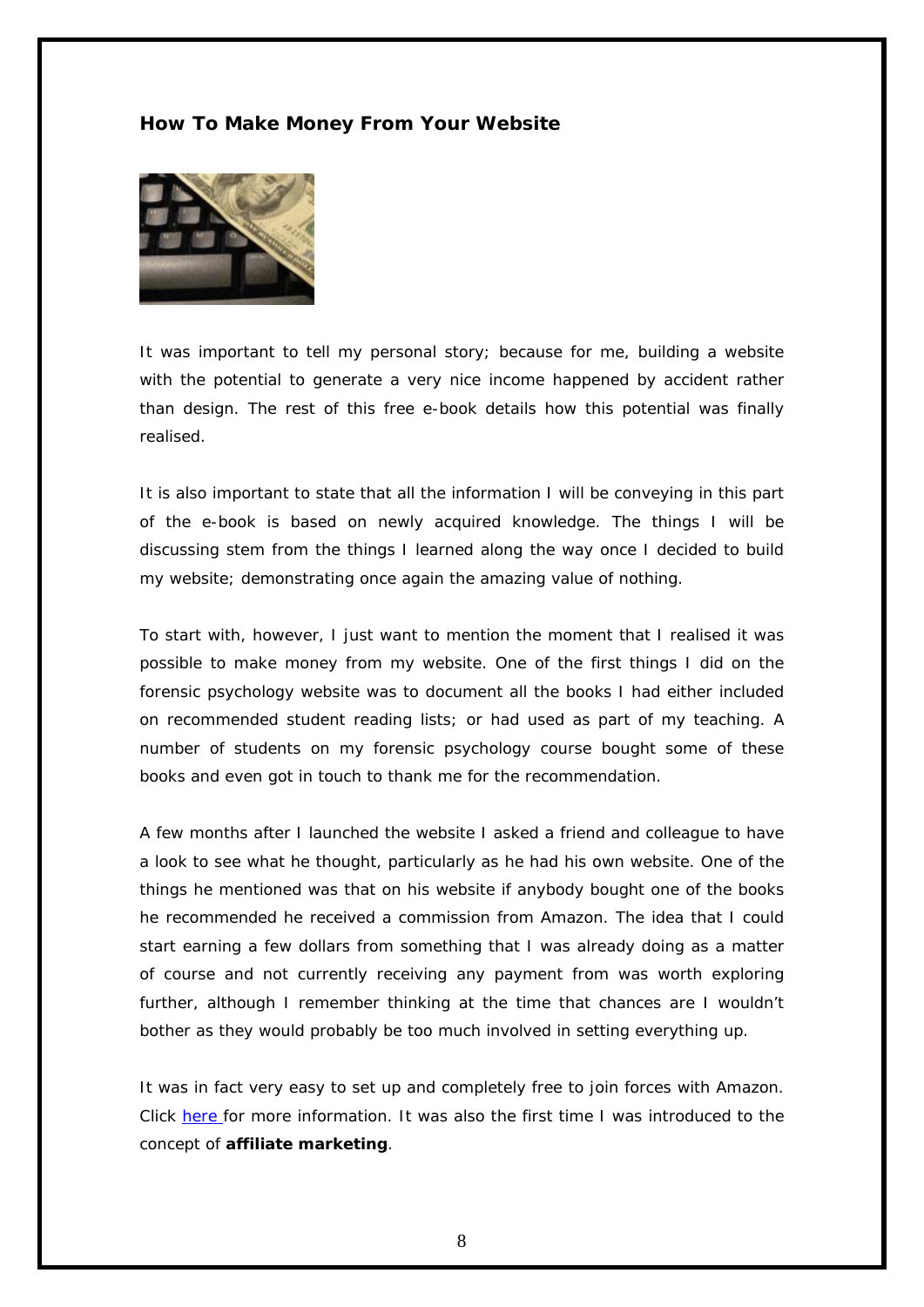### How To Make Money From Your Website

It was important to tell my personal story; because for me, building a website with the potential to generate a very nice income happened by accident rather than design. The rest of this free e-book details how this potential was finally realised.

It is also important to state that all the information I will be conveying in this part of the e-book is based on newly acquired knowledge. The things I will be discussing stem from the things I learned along the way once I decided to build my website; demonstrating once again the amazing value of nothing.

To start with, however, I just want to mention the moment that I realised it was possible to make money from my website. One of the first things I did on the forensic psychology website was to document all the books I had either included on recommended student reading lists; or had used as part of my teaching. A number of students on my forensic psychology course bought some of these books and even got in touch to thank me for the recommendation.

A few months after I launched the website I asked a friend and colleague to have a look to see what he thought, particularly as he had his own website. One of the things he mentioned was that on his website if anybody bought one of the books he recommended he received a commission from Amazon. The idea that I could start earning a few dollars from something that I was already doing as a matter of course and not currently receiving any payment from was worth exploring further, although I remember thinking at the time that chances are I wouldn't bother as they would probably be too much involved in setting everything up.

It was in fact very easy to set up and completely free to join forces with Amazon. Click here for more information. It was also the first time I was introduced to the concept of **affiliate marketing**.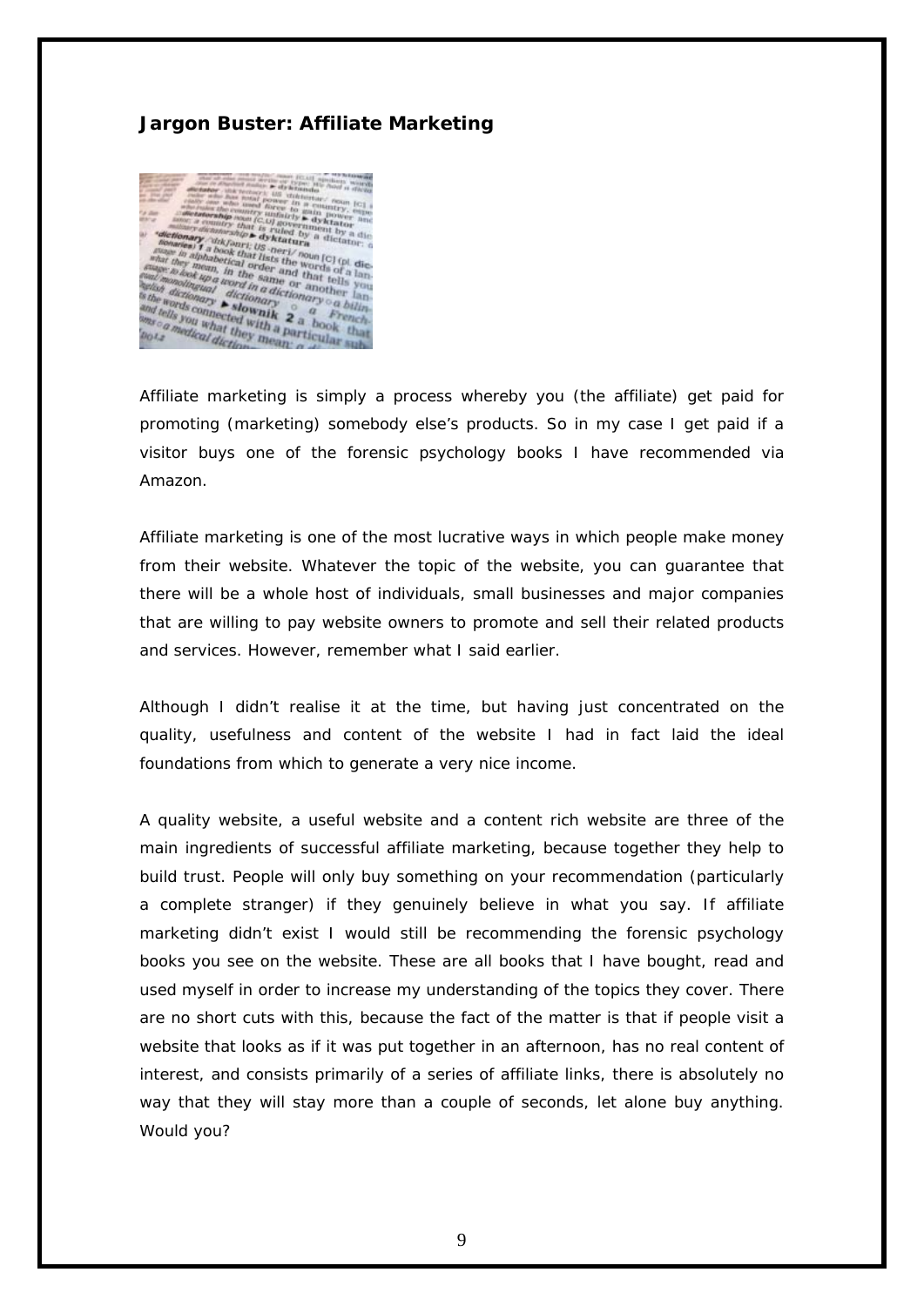### Jargon Buster: Affiliate Marketing

Affiliate marketing is simply a process whereby you (the affiliate) get paid for promoting (marketing) somebody else's products. So in my case I get paid if a visitor buys one of the forensic psychology books I have recommended via Amazon.

Affiliate marketing is one of the most lucrative ways in which people make money from their website. Whatever the topic of the website, you can guarantee that there will be a whole host of individuals, small businesses and major companies that are willing to pay website owners to promote and sell their related products and services. However, remember what I said earlier.

Although I didn't realise it at the time, but having just concentrated on the quality, usefulness and content of the website I had in fact laid the ideal foundations from which to generate a very nice income.

A quality website, a useful website and a content rich website are three of the main ingredients of successful affiliate marketing, because together they help to build trust. People will only buy something on your recommendation (particularly a complete stranger) if they genuinely believe in what you say. If affiliate marketing didn't exist I would still be recommending the forensic psychology books you see on the website. These are all books that I have bought, read and used myself in order to increase my understanding of the topics they cover. There are no short cuts with this, because the fact of the matter is that if people visit a website that looks as if it was put together in an afternoon, has no real content of interest, and consists primarily of a series of affiliate links, there is absolutely no way that they will stay more than a couple of seconds, let alone buy anything. Would you?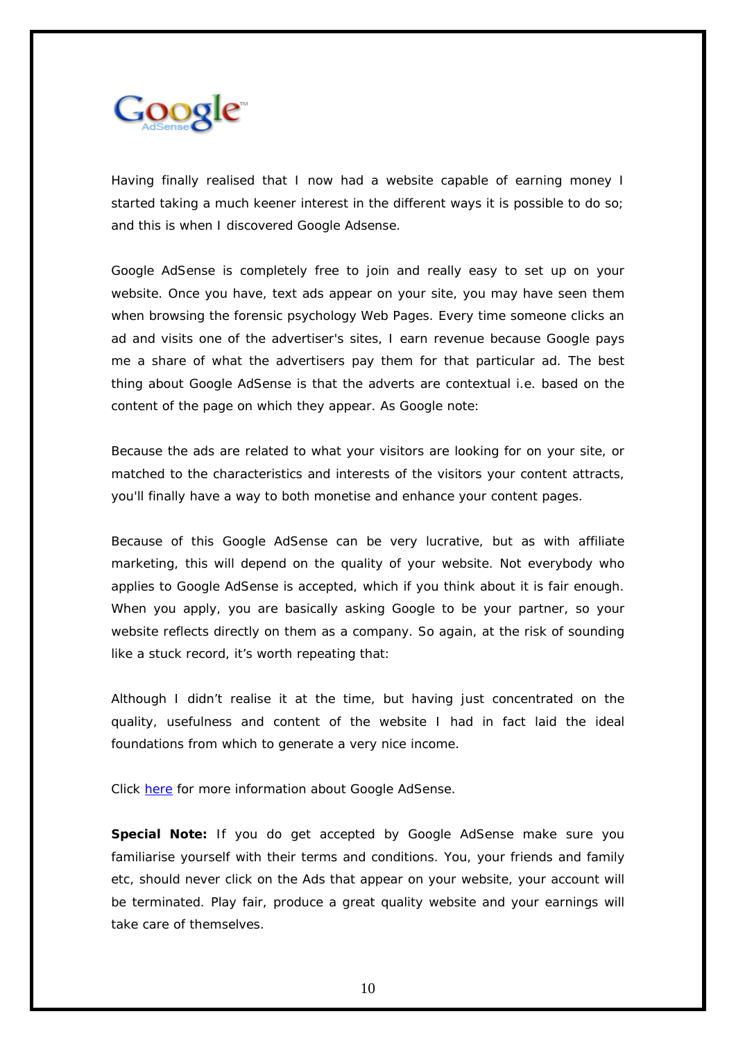Having finally realised that I now had a website capable of earning money I started taking a much keener interest in the different ways it is possible to do so; and this is when I discovered Google Adsense.

Google AdSense is completely free to join and really easy to set up on your website. Once you have, text ads appear on your site, you may have seen them when browsing the forensic psychology Web Pages. Every time someone clicks an ad and visits one of the advertiser's sites, I earn revenue because Google pays me a share of what the advertisers pay them for that particular ad. The best thing about Google AdSense is that the adverts are contextual i.e. based on the content of the page on which they appear. As Google note:

Because the ads are related to what your visitors are looking for on your site, or matched to the characteristics and interests of the visitors your content attracts, you'll finally have a way to both monetise and enhance your content pages.

Because of this Google AdSense can be very lucrative, but as with affiliate marketing, this will depend on the quality of your website. Not everybody who applies to Google AdSense is accepted, which if you think about it is fair enough. When you apply, you are basically asking Google to be your partner, so your website reflects directly on them as a company. So again, at the risk of sounding like a stuck record, it's worth repeating that:

Although I didn't realise it at the time, but having just concentrated on the quality, usefulness and content of the website I had in fact laid the ideal foundations from which to generate a very nice income.

Click here for more information about Google AdSense.

**Special Note:** If you do get accepted by Google AdSense make sure you familiarise yourself with their terms and conditions. You, your friends and family etc, should never click on the Ads that appear on your website, your account will be terminated. Play fair, produce a great quality website and your earnings will take care of themselves.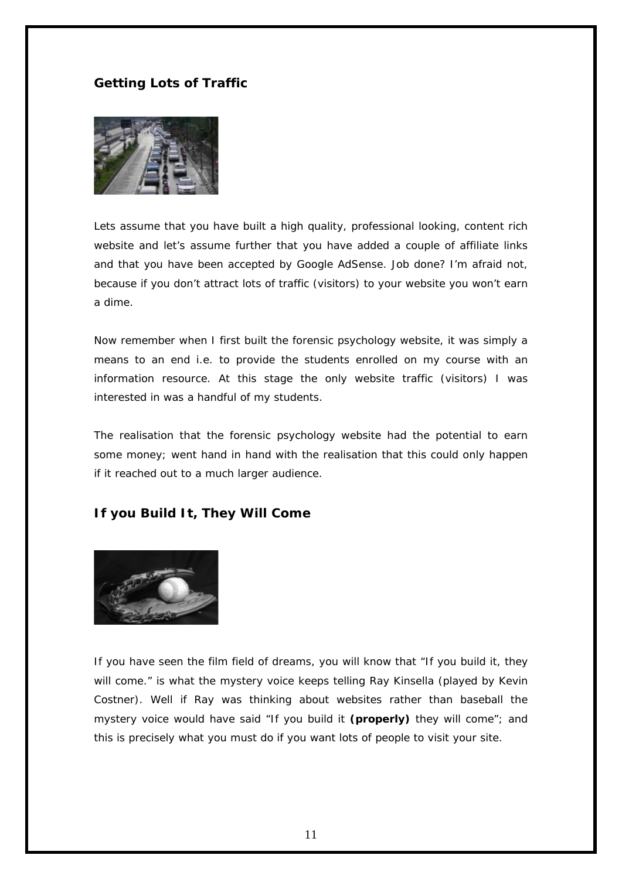## Getting Lots of Traffic

Lets assume that you have built a high quality, professional looking, content rich website and let's assume further that you have added a couple of affiliate links and that you have been accepted by Google AdSense. Job done? I'm afraid not, because if you don't attract lots of traffic (visitors) to your website you won't earn a dime.

Now remember when I first built the forensic psychology website, it was simply a means to an end i.e. to provide the students enrolled on my course with an information resource. At this stage the only website traffic (visitors) I was interested in was a handful of my students.

The realisation that the forensic psychology website had the potential to earn some money; went hand in hand with the realisation that this could only happen if it reached out to a much larger audience.

## If you Build It, They Will Come

If you have seen the film field of dreams, you will know that "If you build it, they will come." is what the mystery voice keeps telling Ray Kinsella (played by Kevin Costner). Well if Ray was thinking about websites rather than baseball the mystery voice would have said "If you build it **(properly)** they will come"; and this is precisely what you must do if you want lots of people to visit your site.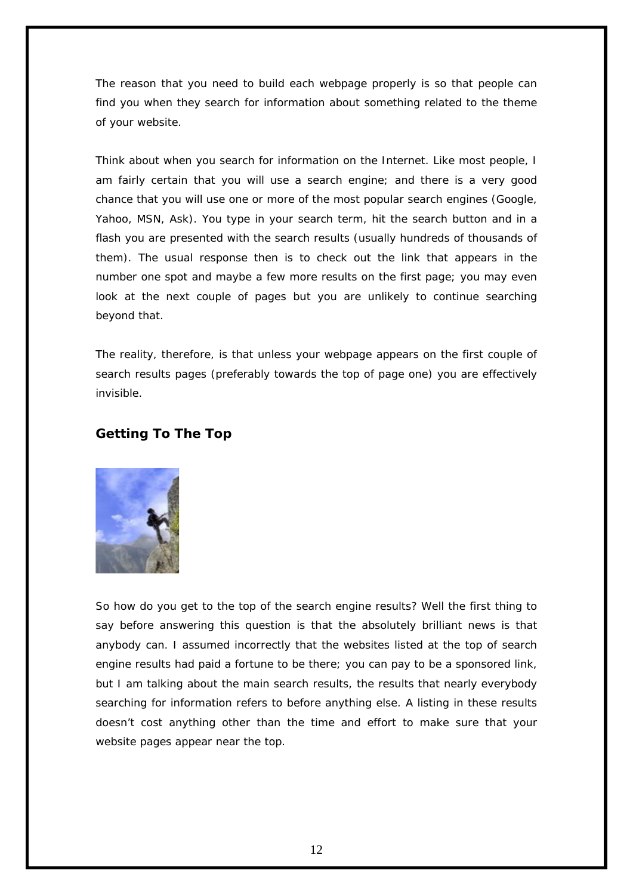The reason that you need to build each webpage properly is so that people can find you when they search for information about something related to the theme of your website.

Think about when you search for information on the Internet. Like most people, I am fairly certain that you will use a search engine; and there is a very good chance that you will use one or more of the most popular search engines (Google, Yahoo, MSN, Ask). You type in your search term, hit the search button and in a flash you are presented with the search results (usually hundreds of thousands of them). The usual response then is to check out the link that appears in the number one spot and maybe a few more results on the first page; you may even look at the next couple of pages but you are unlikely to continue searching beyond that.

The reality, therefore, is that unless your webpage appears on the first couple of search results pages (preferably towards the top of page one) you are effectively invisible.

## Getting To The Top

So how do you get to the top of the search engine results? Well the first thing to say before answering this question is that the absolutely brilliant news is that anybody can. I assumed incorrectly that the websites listed at the top of search engine results had paid a fortune to be there; you can pay to be a sponsored link, but I am talking about the main search results, the results that nearly everybody searching for information refers to before anything else. A listing in these results doesn't cost anything other than the time and effort to make sure that your website pages appear near the top.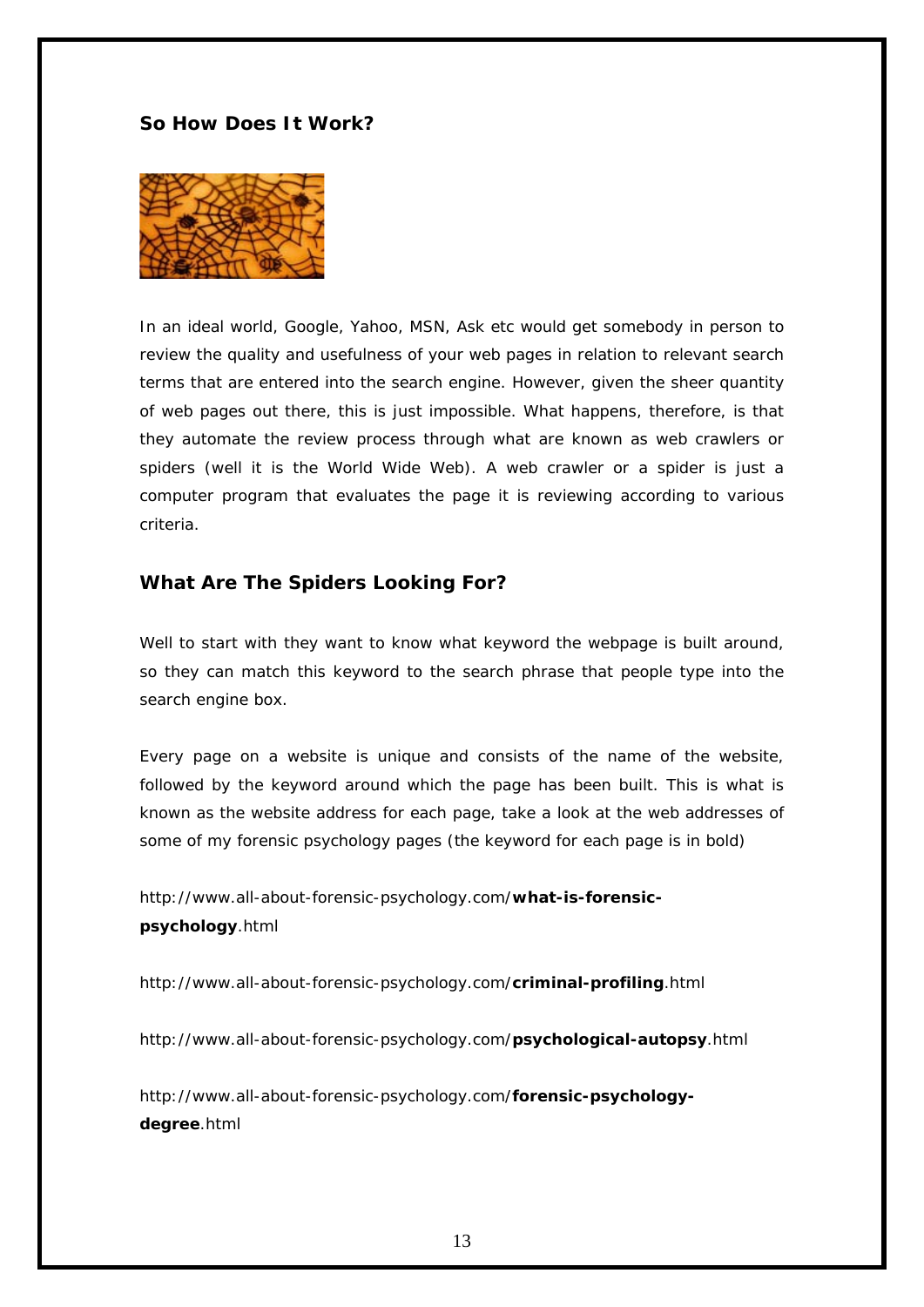### So How Does It Work?

In an ideal world, Google, Yahoo, MSN, Ask etc would get somebody in person to review the quality and usefulness of your web pages in relation to relevant search terms that are entered into the search engine. However, given the sheer quantity of web pages out there, this is just impossible. What happens, therefore, is that they automate the review process through what are known as web crawlers or spiders (well it is the World Wide Web). A web crawler or a spider is just a computer program that evaluates the page it is reviewing according to various criteria.

### What Are The Spiders Looking For?

Well to start with they want to know what keyword the webpage is built around, so they can match this keyword to the search phrase that people type into the search engine box.

Every page on a website is unique and consists of the name of the website, followed by the keyword around which the page has been built. This is what is known as the website address for each page, take a look at the web addresses of some of my forensic psychology pages (the keyword for each page is in bold)

http://www.all-about-forensic-psychology.com/**what-is-forensic-psychology**.html

http://www.all-about-forensic-psychology.com/**criminal-profiling**.html

http://www.all-about-forensic-psychology.com/**psychological-autopsy**.html

http://www.all-about-forensic-psychology.com/**forensic-psychology-degree**.html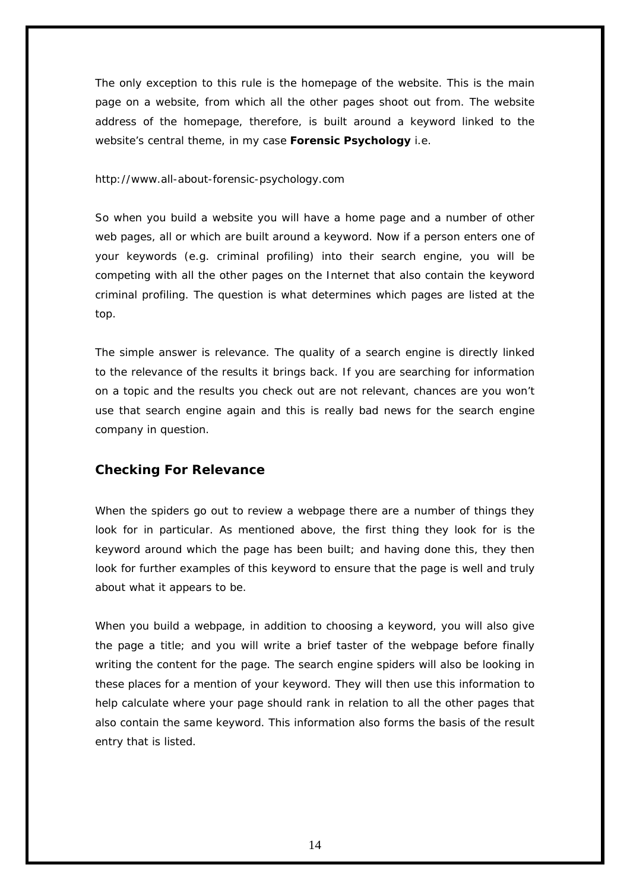The only exception to this rule is the homepage of the website. This is the main page on a website, from which all the other pages shoot out from. The website address of the homepage, therefore, is built around a keyword linked to the website's central theme, in my case **Forensic Psychology** i.e.

http://www.all-about-forensic-psychology.com

So when you build a website you will have a home page and a number of other web pages, all or which are built around a keyword. Now if a person enters one of your keywords (e.g. criminal profiling) into their search engine, you will be competing with all the other pages on the Internet that also contain the keyword criminal profiling. The question is what determines which pages are listed at the top.

The simple answer is relevance. The quality of a search engine is directly linked to the relevance of the results it brings back. If you are searching for information on a topic and the results you check out are not relevant, chances are you won't use that search engine again and this is really bad news for the search engine company in question.

## Checking For Relevance

When the spiders go out to review a webpage there are a number of things they look for in particular. As mentioned above, the first thing they look for is the keyword around which the page has been built; and having done this, they then look for further examples of this keyword to ensure that the page is well and truly about what it appears to be.

When you build a webpage, in addition to choosing a keyword, you will also give the page a title; and you will write a brief taster of the webpage before finally writing the content for the page. The search engine spiders will also be looking in these places for a mention of your keyword. They will then use this information to help calculate where your page should rank in relation to all the other pages that also contain the same keyword. This information also forms the basis of the result entry that is listed.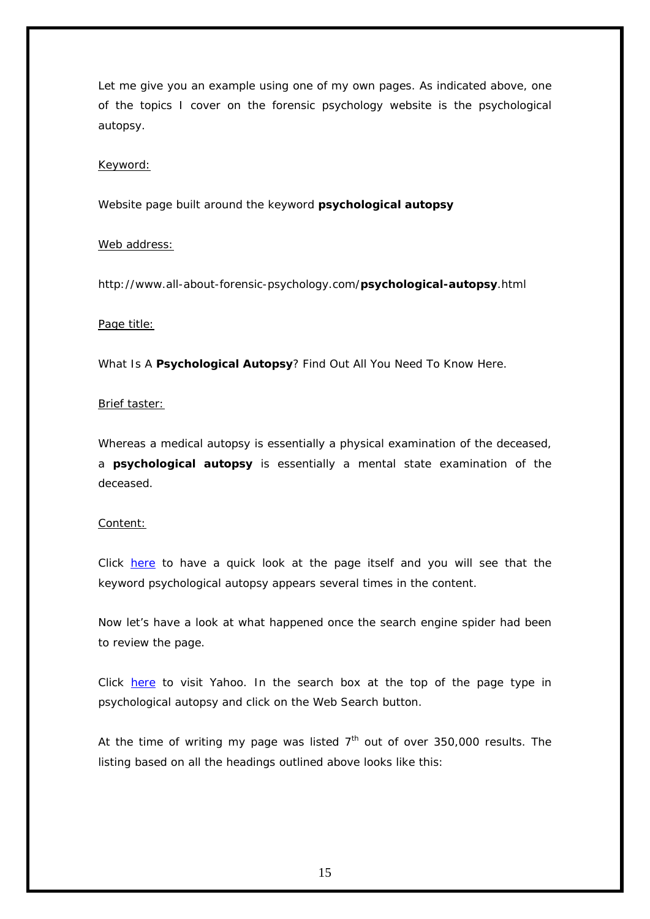Let me give you an example using one of my own pages. As indicated above, one of the topics I cover on the forensic psychology website is the psychological autopsy.

Keyword:

Website page built around the keyword **psychological autopsy**

Web address:

http://www.all-about-forensic-psychology.com/**psychological-autopsy**.html

Page title:

What Is A **Psychological Autopsy**? Find Out All You Need To Know Here.

Brief taster:

Whereas a medical autopsy is essentially a physical examination of the deceased, a **psychological autopsy** is essentially a mental state examination of the deceased.

Content:

Click here to have a quick look at the page itself and you will see that the keyword psychological autopsy appears several times in the content.

Now let's have a look at what happened once the search engine spider had been to review the page.

Click here to visit Yahoo. In the search box at the top of the page type in psychological autopsy and click on the Web Search button.

At the time of writing my page was listed 7th out of over 350,000 results. The listing based on all the headings outlined above looks like this: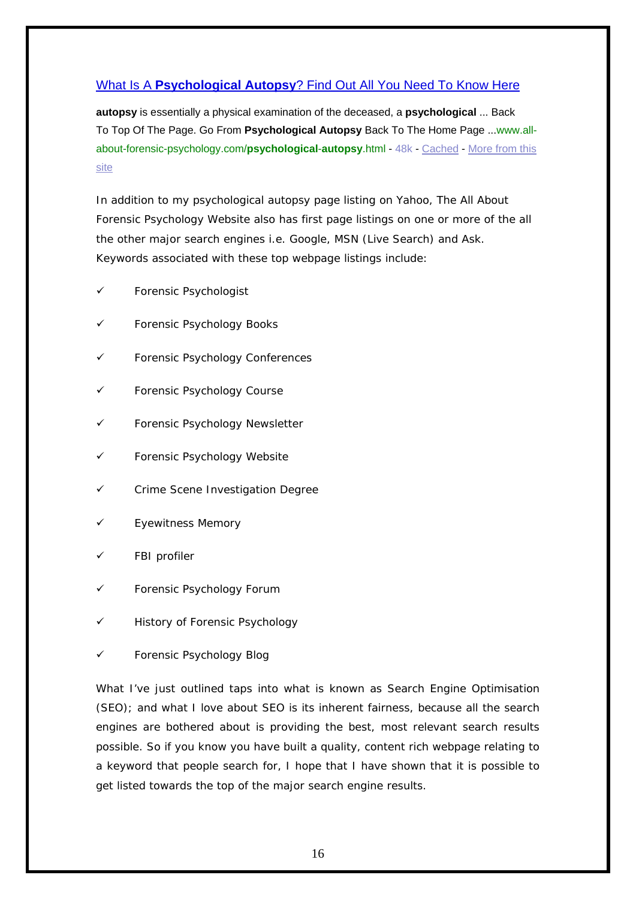[What Is A **Psychological Autopsy**? Find Out All You Need To Know Here]

**autopsy** is essentially a physical examination of the deceased, a **psychological** ... Back To Top Of The Page. Go From **Psychological Autopsy** Back To The Home Page ...www.all-about-forensic-psychology.com/**psychological-autopsy**.html - 48k - Cached - More from this site

In addition to my psychological autopsy page listing on Yahoo, The All About Forensic Psychology Website also has first page listings on one or more of the all the other major search engines i.e. Google, MSN (Live Search) and Ask. Keywords associated with these top webpage listings include:

- ✓ Forensic Psychologist
- ✓ Forensic Psychology Books
- ✓ Forensic Psychology Conferences
- ✓ Forensic Psychology Course
- ✓ Forensic Psychology Newsletter
- ✓ Forensic Psychology Website
- ✓ Crime Scene Investigation Degree
- ✓ Eyewitness Memory
- ✓ FBI profiler
- ✓ Forensic Psychology Forum
- ✓ History of Forensic Psychology
- ✓ Forensic Psychology Blog

What I've just outlined taps into what is known as Search Engine Optimisation (SEO); and what I love about SEO is its inherent fairness, because all the search engines are bothered about is providing the best, most relevant search results possible. So if you know you have built a quality, content rich webpage relating to a keyword that people search for, I hope that I have shown that it is possible to get listed towards the top of the major search engine results.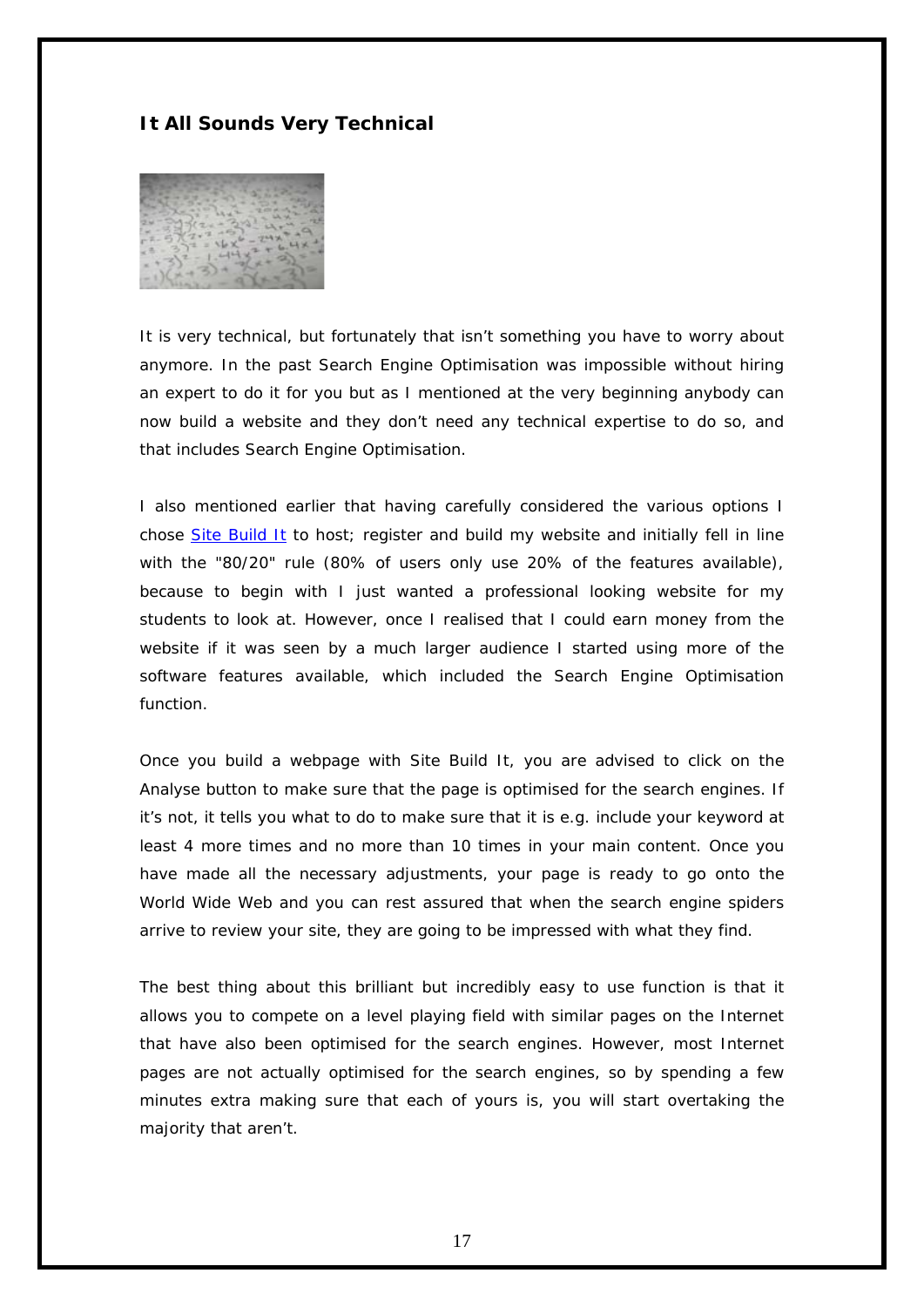## It All Sounds Very Technical

It is very technical, but fortunately that isn't something you have to worry about anymore. In the past Search Engine Optimisation was impossible without hiring an expert to do it for you but as I mentioned at the very beginning anybody can now build a website and they don't need any technical expertise to do so, and that includes Search Engine Optimisation.

I also mentioned earlier that having carefully considered the various options I chose Site Build It to host; register and build my website and initially fell in line with the "80/20" rule (80% of users only use 20% of the features available), because to begin with I just wanted a professional looking website for my students to look at. However, once I realised that I could earn money from the website if it was seen by a much larger audience I started using more of the software features available, which included the Search Engine Optimisation function.

Once you build a webpage with Site Build It, you are advised to click on the Analyse button to make sure that the page is optimised for the search engines. If it's not, it tells you what to do to make sure that it is e.g. include your keyword at least 4 more times and no more than 10 times in your main content. Once you have made all the necessary adjustments, your page is ready to go onto the World Wide Web and you can rest assured that when the search engine spiders arrive to review your site, they are going to be impressed with what they find.

The best thing about this brilliant but incredibly easy to use function is that it allows you to compete on a level playing field with similar pages on the Internet that have also been optimised for the search engines. However, most Internet pages are not actually optimised for the search engines, so by spending a few minutes extra making sure that each of yours is, you will start overtaking the majority that aren't.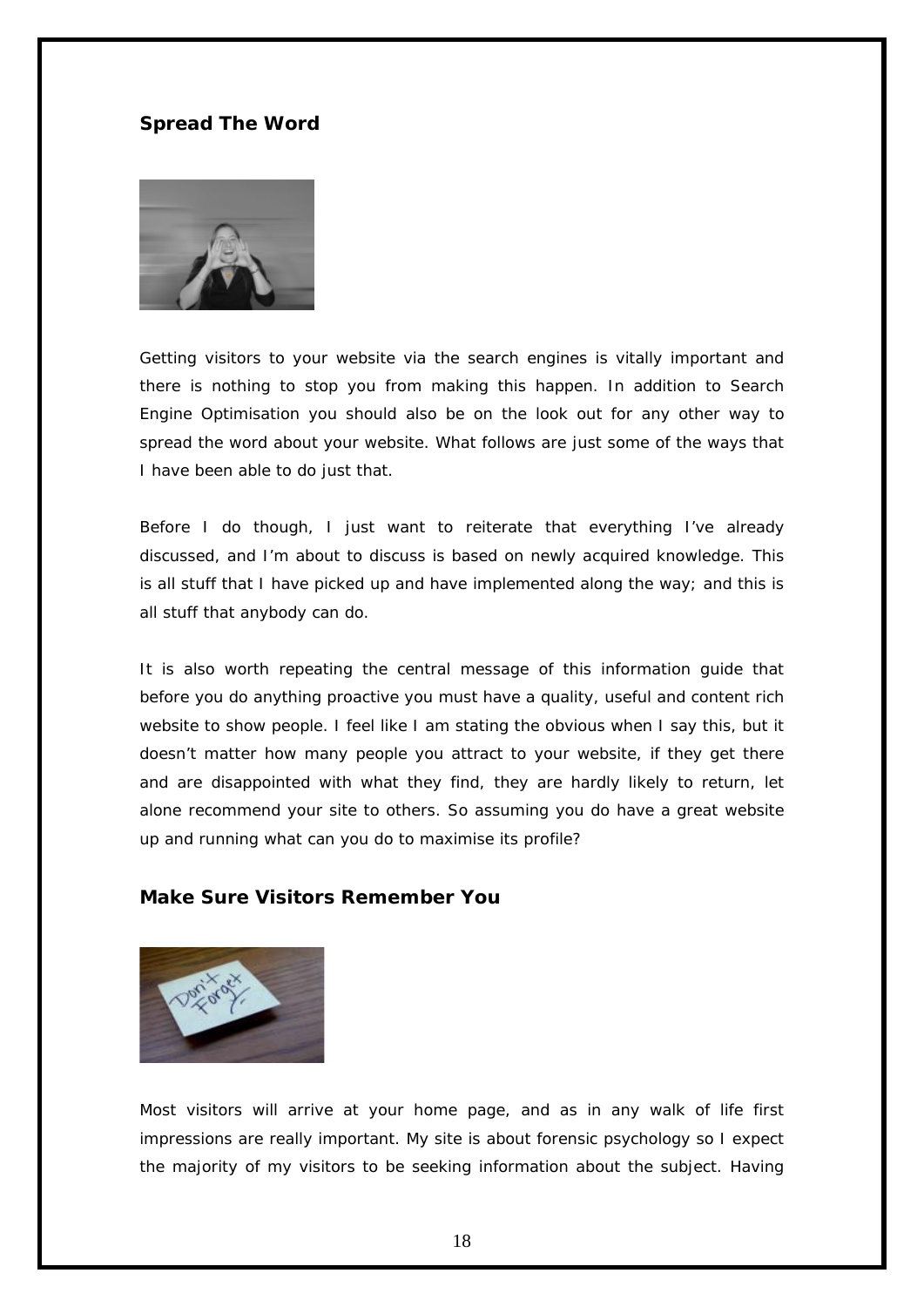## Spread The Word

Getting visitors to your website via the search engines is vitally important and there is nothing to stop you from making this happen. In addition to Search Engine Optimisation you should also be on the look out for any other way to spread the word about your website. What follows are just some of the ways that I have been able to do just that.

Before I do though, I just want to reiterate that everything I've already discussed, and I'm about to discuss is based on newly acquired knowledge. This is all stuff that I have picked up and have implemented along the way; and this is all stuff that anybody can do.

It is also worth repeating the central message of this information guide that before you do anything proactive you must have a quality, useful and content rich website to show people. I feel like I am stating the obvious when I say this, but it doesn't matter how many people you attract to your website, if they get there and are disappointed with what they find, they are hardly likely to return, let alone recommend your site to others. So assuming you do have a great website up and running what can you do to maximise its profile?

## Make Sure Visitors Remember You

Most visitors will arrive at your home page, and as in any walk of life first impressions are really important. My site is about forensic psychology so I expect the majority of my visitors to be seeking information about the subject. Having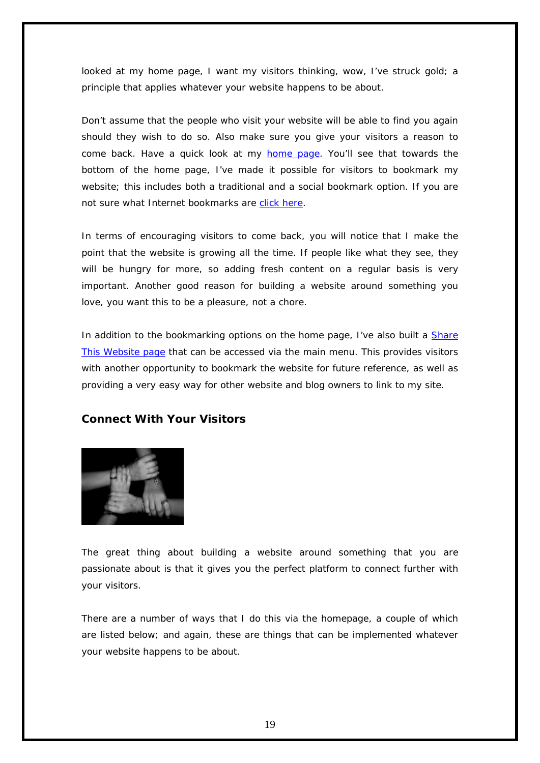looked at my home page, I want my visitors thinking, wow, I've struck gold; a principle that applies whatever your website happens to be about.

Don't assume that the people who visit your website will be able to find you again should they wish to do so. Also make sure you give your visitors a reason to come back. Have a quick look at my home page. You'll see that towards the bottom of the home page, I've made it possible for visitors to bookmark my website; this includes both a traditional and a social bookmark option. If you are not sure what Internet bookmarks are click here.

In terms of encouraging visitors to come back, you will notice that I make the point that the website is growing all the time. If people like what they see, they will be hungry for more, so adding fresh content on a regular basis is very important. Another good reason for building a website around something you love, you want this to be a pleasure, not a chore.

In addition to the bookmarking options on the home page, I've also built a Share This Website page that can be accessed via the main menu. This provides visitors with another opportunity to bookmark the website for future reference, as well as providing a very easy way for other website and blog owners to link to my site.

## Connect With Your Visitors

The great thing about building a website around something that you are passionate about is that it gives you the perfect platform to connect further with your visitors.

There are a number of ways that I do this via the homepage, a couple of which are listed below; and again, these are things that can be implemented whatever your website happens to be about.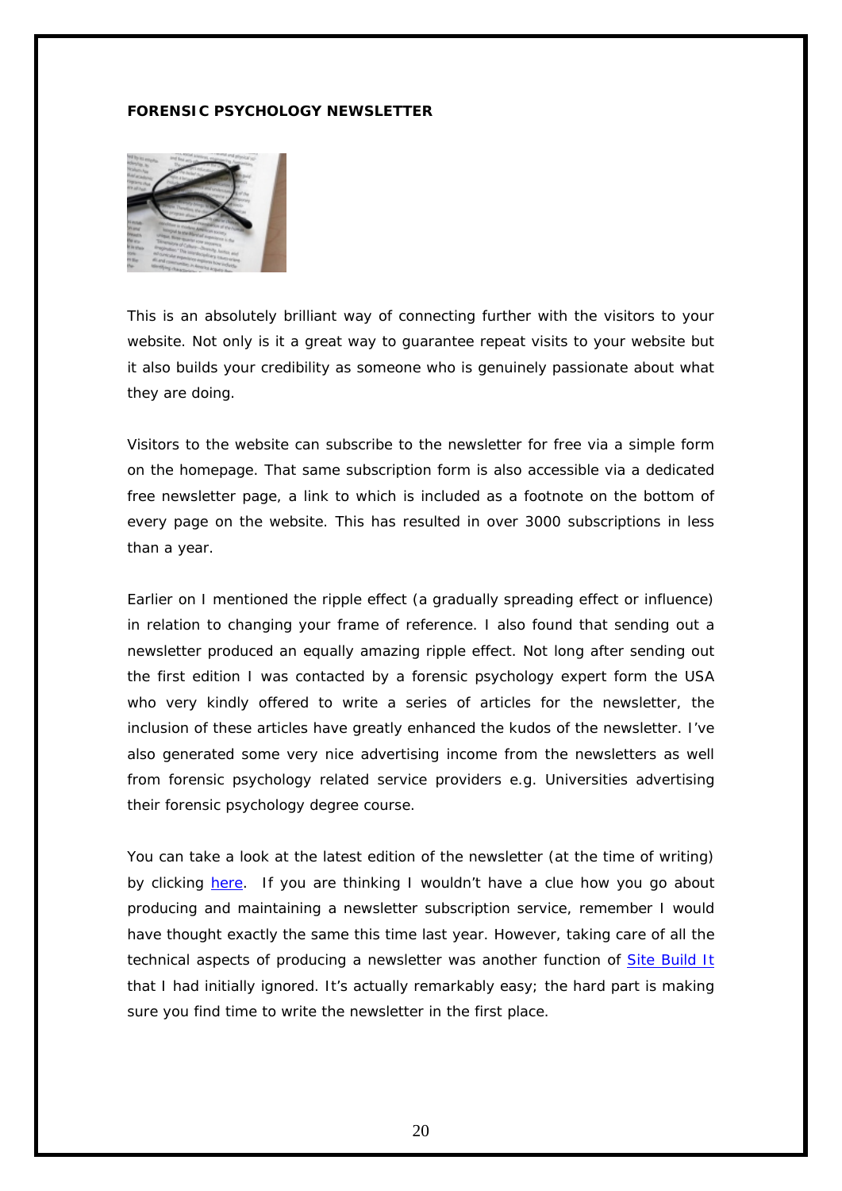**FORENSIC PSYCHOLOGY NEWSLETTER**

This is an absolutely brilliant way of connecting further with the visitors to your website. Not only is it a great way to guarantee repeat visits to your website but it also builds your credibility as someone who is genuinely passionate about what they are doing.

Visitors to the website can subscribe to the newsletter for free via a simple form on the homepage. That same subscription form is also accessible via a dedicated free newsletter page, a link to which is included as a footnote on the bottom of every page on the website. This has resulted in over 3000 subscriptions in less than a year.

Earlier on I mentioned the ripple effect (a gradually spreading effect or influence) in relation to changing your frame of reference. I also found that sending out a newsletter produced an equally amazing ripple effect. Not long after sending out the first edition I was contacted by a forensic psychology expert form the USA who very kindly offered to write a series of articles for the newsletter, the inclusion of these articles have greatly enhanced the kudos of the newsletter. I've also generated some very nice advertising income from the newsletters as well from forensic psychology related service providers e.g. Universities advertising their forensic psychology degree course.

You can take a look at the latest edition of the newsletter (at the time of writing) by clicking here. If you are thinking I wouldn't have a clue how you go about producing and maintaining a newsletter subscription service, remember I would have thought exactly the same this time last year. However, taking care of all the technical aspects of producing a newsletter was another function of Site Build It that I had initially ignored. It's actually remarkably easy; the hard part is making sure you find time to write the newsletter in the first place.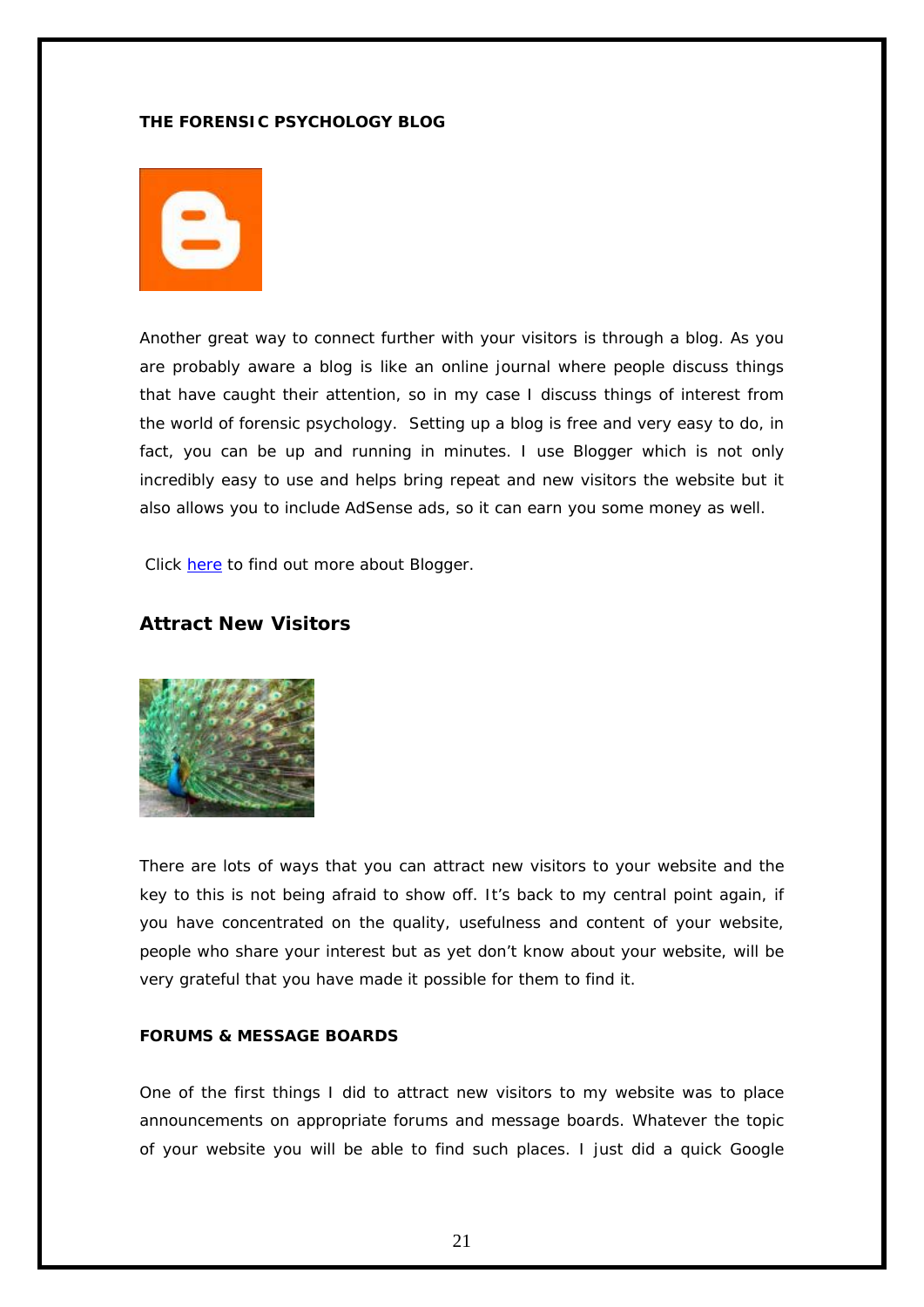**THE FORENSIC PSYCHOLOGY BLOG**

Another great way to connect further with your visitors is through a blog. As you are probably aware a blog is like an online journal where people discuss things that have caught their attention, so in my case I discuss things of interest from the world of forensic psychology. Setting up a blog is free and very easy to do, in fact, you can be up and running in minutes. I use Blogger which is not only incredibly easy to use and helps bring repeat and new visitors the website but it also allows you to include AdSense ads, so it can earn you some money as well.

Click here to find out more about Blogger.

## Attract New Visitors

There are lots of ways that you can attract new visitors to your website and the key to this is not being afraid to show off. It's back to my central point again, if you have concentrated on the quality, usefulness and content of your website, people who share your interest but as yet don't know about your website, will be very grateful that you have made it possible for them to find it.

**FORUMS & MESSAGE BOARDS**

One of the first things I did to attract new visitors to my website was to place announcements on appropriate forums and message boards. Whatever the topic of your website you will be able to find such places. I just did a quick Google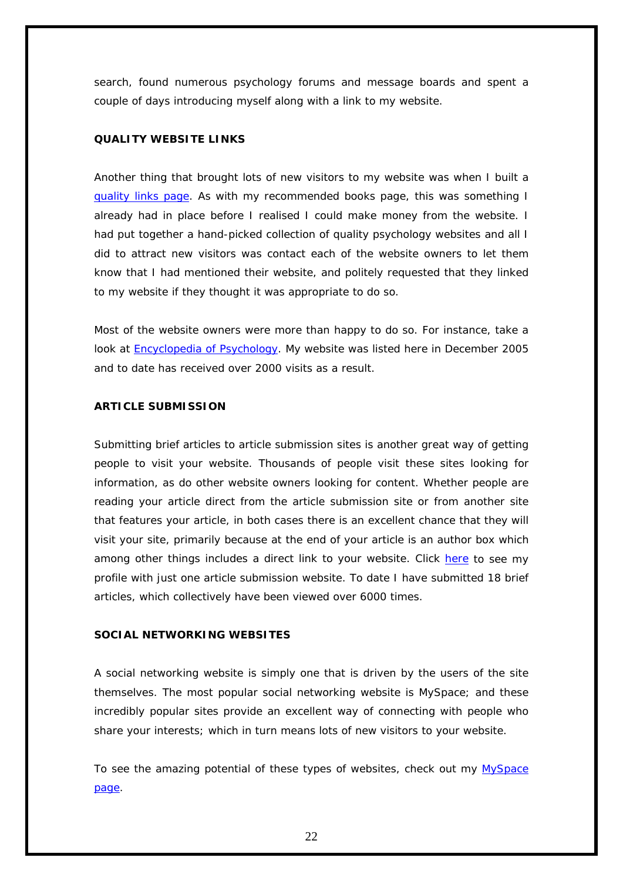search, found numerous psychology forums and message boards and spent a couple of days introducing myself along with a link to my website.

**QUALITY WEBSITE LINKS**

Another thing that brought lots of new visitors to my website was when I built a quality links page. As with my recommended books page, this was something I already had in place before I realised I could make money from the website. I had put together a hand-picked collection of quality psychology websites and all I did to attract new visitors was contact each of the website owners to let them know that I had mentioned their website, and politely requested that they linked to my website if they thought it was appropriate to do so.

Most of the website owners were more than happy to do so. For instance, take a look at Encyclopedia of Psychology. My website was listed here in December 2005 and to date has received over 2000 visits as a result.

**ARTICLE SUBMISSION**

Submitting brief articles to article submission sites is another great way of getting people to visit your website. Thousands of people visit these sites looking for information, as do other website owners looking for content. Whether people are reading your article direct from the article submission site or from another site that features your article, in both cases there is an excellent chance that they will visit your site, primarily because at the end of your article is an author box which among other things includes a direct link to your website. Click here to see my profile with just one article submission website. To date I have submitted 18 brief articles, which collectively have been viewed over 6000 times.

**SOCIAL NETWORKING WEBSITES**

A social networking website is simply one that is driven by the users of the site themselves. The most popular social networking website is MySpace; and these incredibly popular sites provide an excellent way of connecting with people who share your interests; which in turn means lots of new visitors to your website.

To see the amazing potential of these types of websites, check out my MySpace page.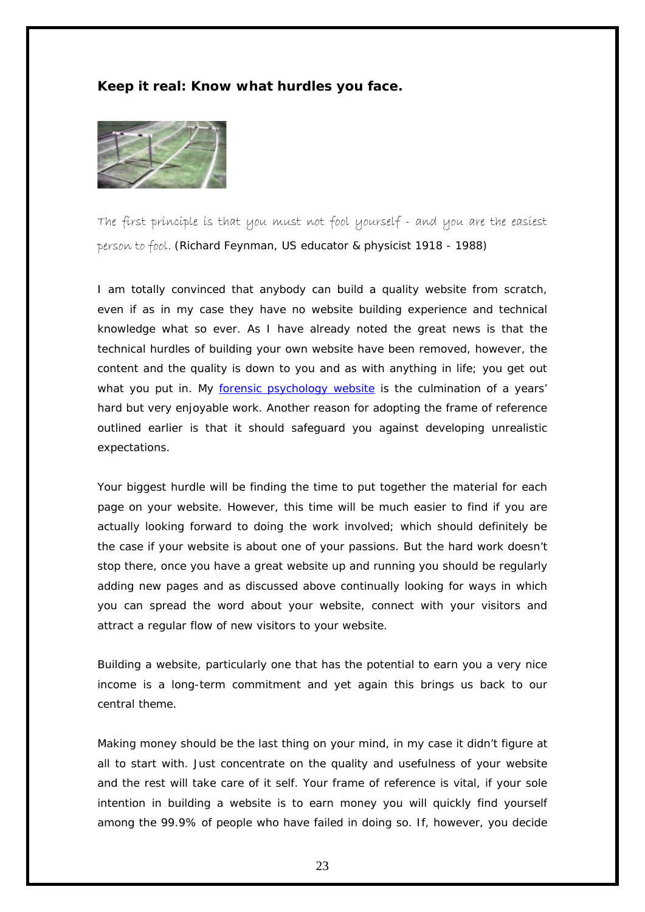**Keep it real: Know what hurdles you face.**

*The first principle is that you must not fool yourself - and you are the easiest person to fool.* (Richard Feynman, US educator & physicist 1918 - 1988)

I am totally convinced that anybody can build a quality website from scratch, even if as in my case they have no website building experience and technical knowledge what so ever. As I have already noted the great news is that the technical hurdles of building your own website have been removed, however, the content and the quality is down to you and as with anything in life; you get out what you put in. My forensic psychology website is the culmination of a years' hard but very enjoyable work. Another reason for adopting the frame of reference outlined earlier is that it should safeguard you against developing unrealistic expectations.

Your biggest hurdle will be finding the time to put together the material for each page on your website. However, this time will be much easier to find if you are actually looking forward to doing the work involved; which should definitely be the case if your website is about one of your passions. But the hard work doesn't stop there, once you have a great website up and running you should be regularly adding new pages and as discussed above continually looking for ways in which you can spread the word about your website, connect with your visitors and attract a regular flow of new visitors to your website.

Building a website, particularly one that has the potential to earn you a very nice income is a long-term commitment and yet again this brings us back to our central theme.

Making money should be the last thing on your mind, in my case it didn't figure at all to start with. Just concentrate on the quality and usefulness of your website and the rest will take care of it self. Your frame of reference is vital, if your sole intention in building a website is to earn money you will quickly find yourself among the 99.9% of people who have failed in doing so. If, however, you decide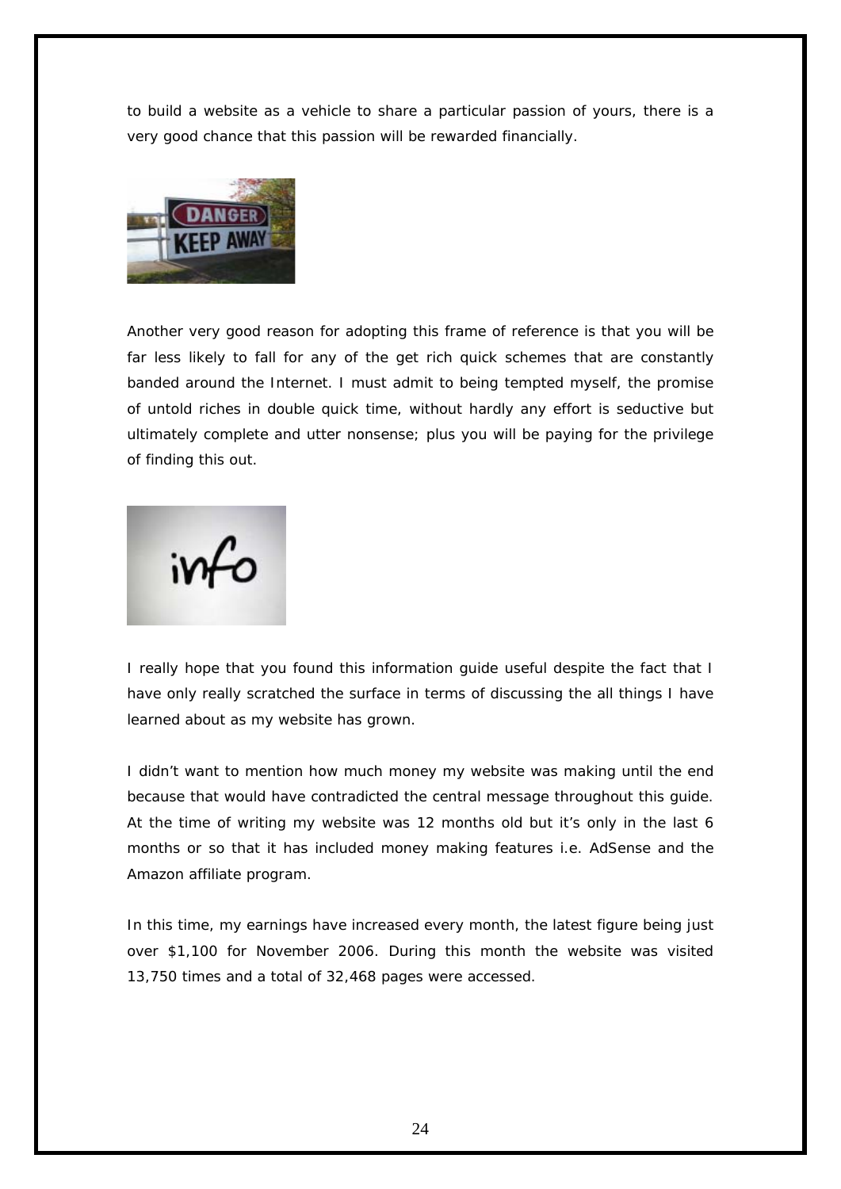to build a website as a vehicle to share a particular passion of yours, there is a very good chance that this passion will be rewarded financially.

Another very good reason for adopting this frame of reference is that you will be far less likely to fall for any of the get rich quick schemes that are constantly banded around the Internet. I must admit to being tempted myself, the promise of untold riches in double quick time, without hardly any effort is seductive but ultimately complete and utter nonsense; plus you will be paying for the privilege of finding this out.

I really hope that you found this information guide useful despite the fact that I have only really scratched the surface in terms of discussing the all things I have learned about as my website has grown.

I didn't want to mention how much money my website was making until the end because that would have contradicted the central message throughout this guide. At the time of writing my website was 12 months old but it's only in the last 6 months or so that it has included money making features i.e. AdSense and the Amazon affiliate program.

In this time, my earnings have increased every month, the latest figure being just over $1,100 for November 2006. During this month the website was visited 13,750 times and a total of 32,468 pages were accessed.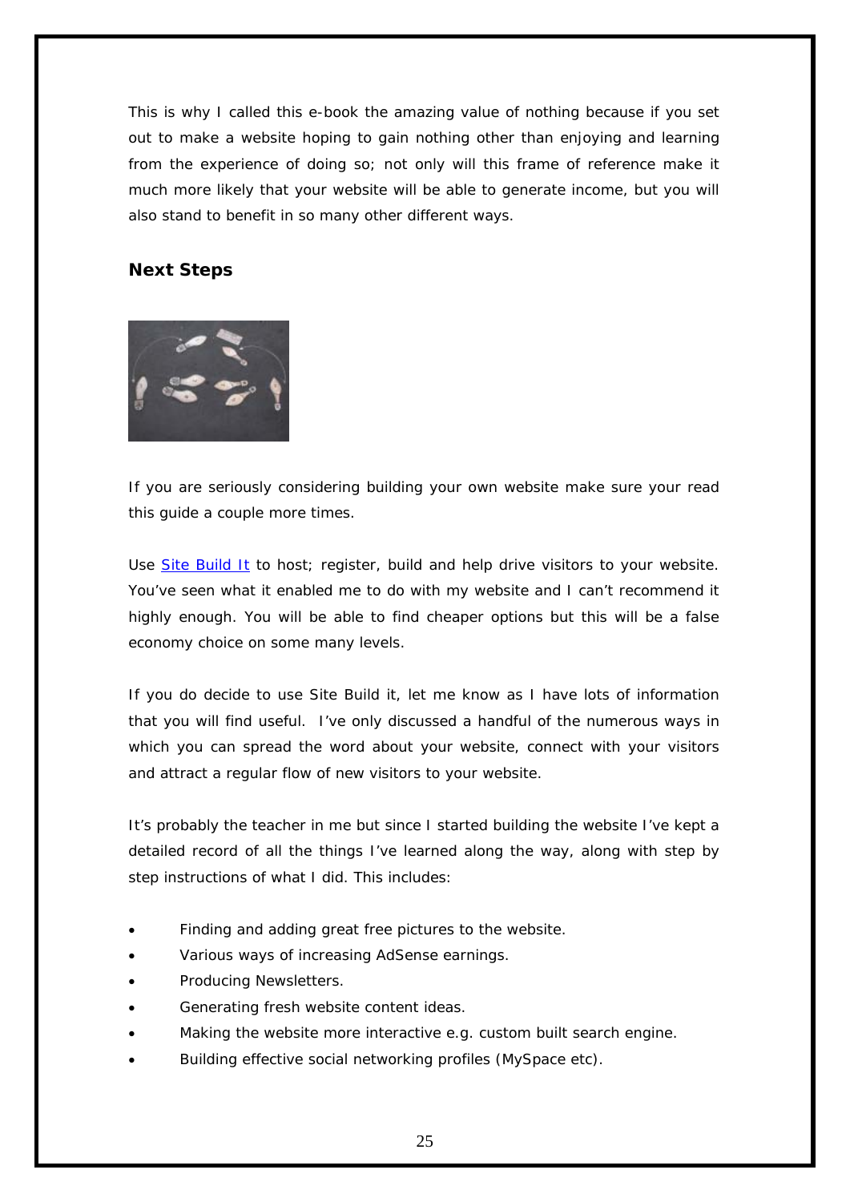This is why I called this e-book the amazing value of nothing because if you set out to make a website hoping to gain nothing other than enjoying and learning from the experience of doing so; not only will this frame of reference make it much more likely that your website will be able to generate income, but you will also stand to benefit in so many other different ways.

### Next Steps

If you are seriously considering building your own website make sure your read this guide a couple more times.

Use Site Build It to host; register, build and help drive visitors to your website. You've seen what it enabled me to do with my website and I can't recommend it highly enough. You will be able to find cheaper options but this will be a false economy choice on some many levels.

If you do decide to use Site Build it, let me know as I have lots of information that you will find useful. I've only discussed a handful of the numerous ways in which you can spread the word about your website, connect with your visitors and attract a regular flow of new visitors to your website.

It's probably the teacher in me but since I started building the website I've kept a detailed record of all the things I've learned along the way, along with step by step instructions of what I did. This includes:

- Finding and adding great free pictures to the website.
- Various ways of increasing AdSense earnings.
- Producing Newsletters.
- Generating fresh website content ideas.
- Making the website more interactive e.g. custom built search engine.
- Building effective social networking profiles (MySpace etc).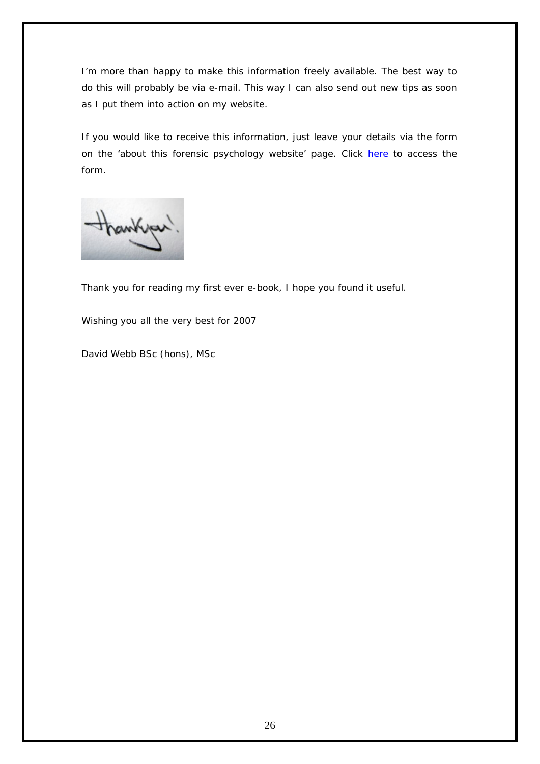I'm more than happy to make this information freely available. The best way to do this will probably be via e-mail. This way I can also send out new tips as soon as I put them into action on my website.

If you would like to receive this information, just leave your details via the form on the 'about this forensic psychology website' page. Click here to access the form.

Thank you for reading my first ever e-book, I hope you found it useful.

Wishing you all the very best for 2007

David Webb BSc (hons), MSc